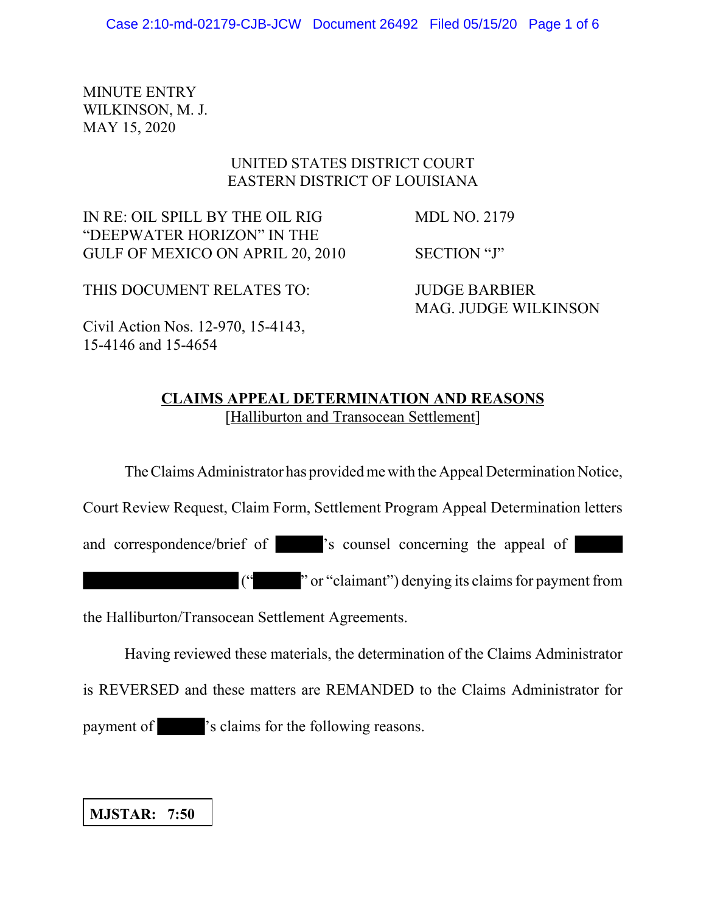MINUTE ENTRY
WILKINSON, M. J.
MAY 15, 2020

UNITED STATES DISTRICT COURT
EASTERN DISTRICT OF LOUISIANA

IN RE: OIL SPILL BY THE OIL RIG "DEEPWATER HORIZON" IN THE GULF OF MEXICO ON APRIL 20, 2010

MDL NO. 2179

SECTION "J"

THIS DOCUMENT RELATES TO:

JUDGE BARBIER
MAG. JUDGE WILKINSON

Civil Action Nos. 12-970, 15-4143, 15-4146 and 15-4654

**CLAIMS APPEAL DETERMINATION AND REASONS**
[Halliburton and Transocean Settlement]

The Claims Administrator has provided me with the Appeal Determination Notice, Court Review Request, Claim Form, Settlement Program Appeal Determination letters and correspondence/brief of ██████'s counsel concerning the appeal of ██████ ██████████████████ ("██████" or "claimant") denying its claims for payment from the Halliburton/Transocean Settlement Agreements.

Having reviewed these materials, the determination of the Claims Administrator is REVERSED and these matters are REMANDED to the Claims Administrator for payment of ██████'s claims for the following reasons.

**MJSTAR: 7:50**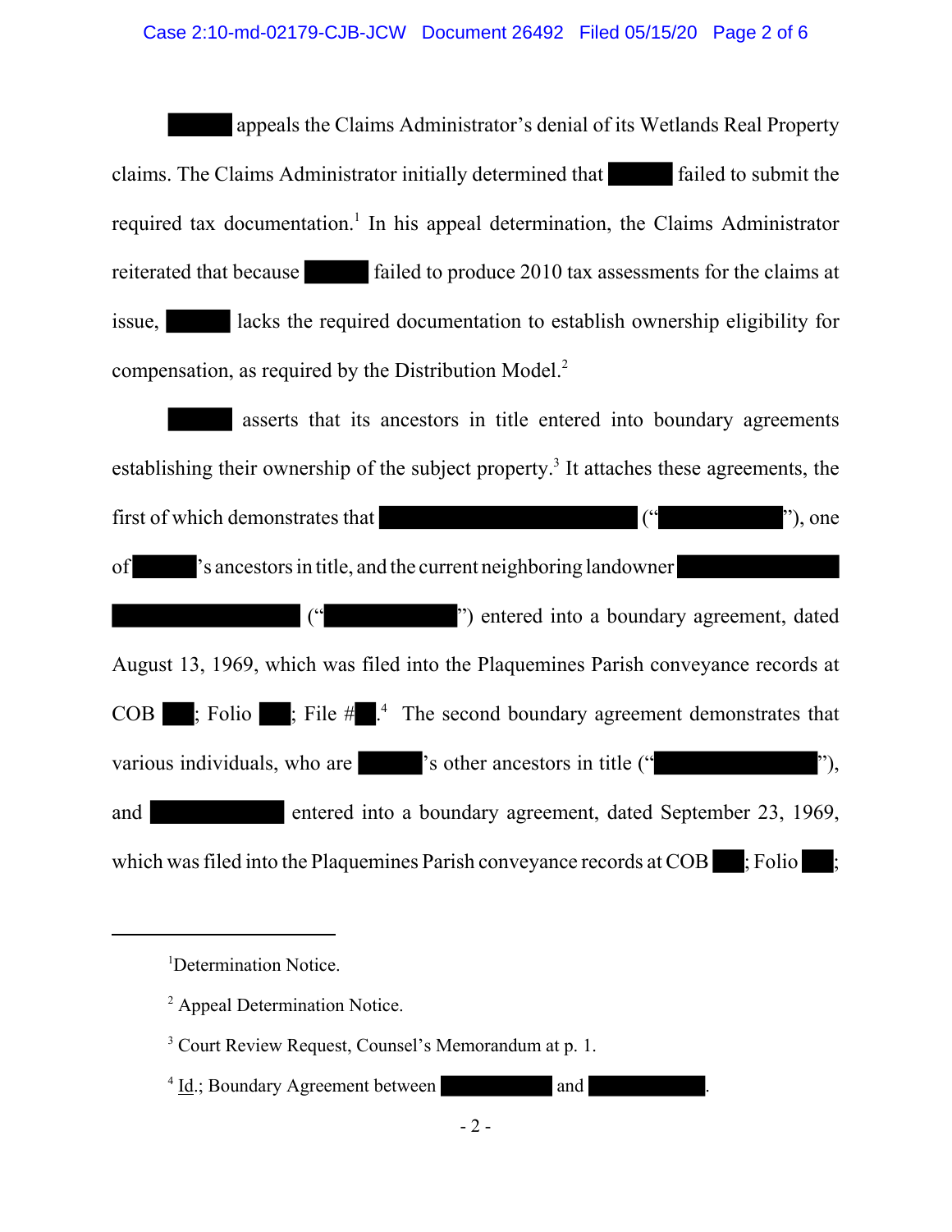████ appeals the Claims Administrator's denial of its Wetlands Real Property claims. The Claims Administrator initially determined that ████ failed to submit the required tax documentation.[1] In his appeal determination, the Claims Administrator reiterated that because ████ failed to produce 2010 tax assessments for the claims at issue, ████ lacks the required documentation to establish ownership eligibility for compensation, as required by the Distribution Model.[2]

████ asserts that its ancestors in title entered into boundary agreements establishing their ownership of the subject property.[3] It attaches these agreements, the first of which demonstrates that ████ ("████"), one of ████'s ancestors in title, and the current neighboring landowner ████ ("████") entered into a boundary agreement, dated August 13, 1969, which was filed into the Plaquemines Parish conveyance records at COB ██; Folio ██; File #██.[4] The second boundary agreement demonstrates that various individuals, who are ████'s other ancestors in title ("████"), and ████ entered into a boundary agreement, dated September 23, 1969, which was filed into the Plaquemines Parish conveyance records at COB ██; Folio ██;

---

[1] Determination Notice.

[2] Appeal Determination Notice.

[3] Court Review Request, Counsel's Memorandum at p. 1.

[4] Id.; Boundary Agreement between ████ and ████.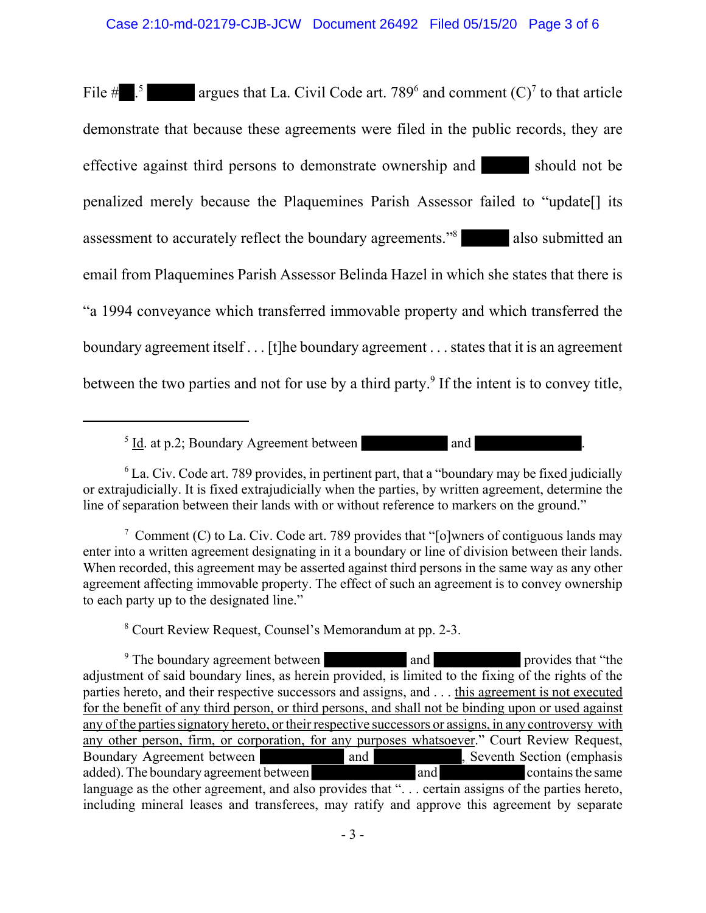File # .[5] argues that La. Civil Code art. 789[6] and comment (C)[7] to that article demonstrate that because these agreements were filed in the public records, they are effective against third persons to demonstrate ownership and should not be penalized merely because the Plaquemines Parish Assessor failed to "update[] its assessment to accurately reflect the boundary agreements."[8] also submitted an email from Plaquemines Parish Assessor Belinda Hazel in which she states that there is "a 1994 conveyance which transferred immovable property and which transferred the boundary agreement itself . . . [t]he boundary agreement . . . states that it is an agreement between the two parties and not for use by a third party.[9] If the intent is to convey title,

---

[5] Id. at p.2; Boundary Agreement between and .

[6] La. Civ. Code art. 789 provides, in pertinent part, that a "boundary may be fixed judicially or extrajudicially. It is fixed extrajudicially when the parties, by written agreement, determine the line of separation between their lands with or without reference to markers on the ground."

[7] Comment (C) to La. Civ. Code art. 789 provides that "[o]wners of contiguous lands may enter into a written agreement designating in it a boundary or line of division between their lands. When recorded, this agreement may be asserted against third persons in the same way as any other agreement affecting immovable property. The effect of such an agreement is to convey ownership to each party up to the designated line."

[8] Court Review Request, Counsel's Memorandum at pp. 2-3.

[9] The boundary agreement between and provides that "the adjustment of said boundary lines, as herein provided, is limited to the fixing of the rights of the parties hereto, and their respective successors and assigns, and . . . <u>this agreement is not executed for the benefit of any third person, or third persons, and shall not be binding upon or used against any of the parties signatory hereto, or their respective successors or assigns, in any controversy with any other person, firm, or corporation, for any purposes whatsoever</u>." Court Review Request, Boundary Agreement between and , Seventh Section (emphasis added). The boundary agreement between and contains the same language as the other agreement, and also provides that ". . . certain assigns of the parties hereto, including mineral leases and transferees, may ratify and approve this agreement by separate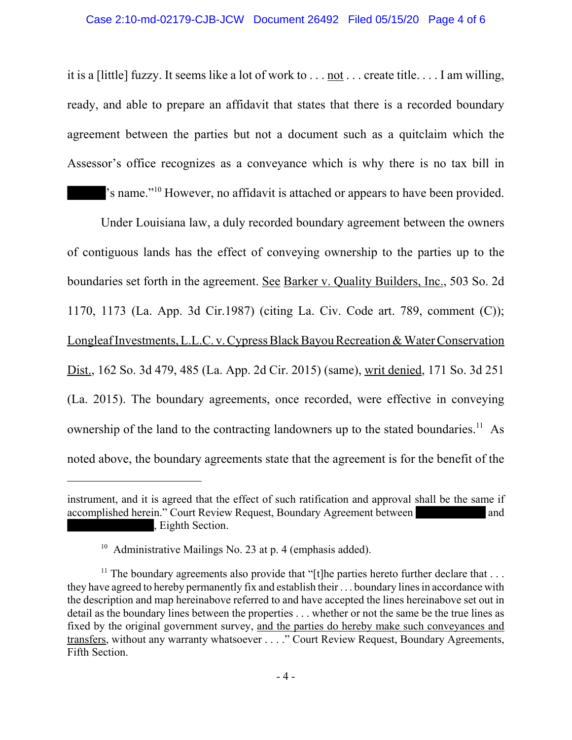it is a [little] fuzzy. It seems like a lot of work to . . . not . . . create title. . . . I am willing, ready, and able to prepare an affidavit that states that there is a recorded boundary agreement between the parties but not a document such as a quitclaim which the Assessor's office recognizes as a conveyance which is why there is no tax bill in ███'s name."[10] However, no affidavit is attached or appears to have been provided.

Under Louisiana law, a duly recorded boundary agreement between the owners of contiguous lands has the effect of conveying ownership to the parties up to the boundaries set forth in the agreement. See Barker v. Quality Builders, Inc., 503 So. 2d 1170, 1173 (La. App. 3d Cir.1987) (citing La. Civ. Code art. 789, comment (C)); Longleaf Investments, L.L.C. v. Cypress Black Bayou Recreation & Water Conservation Dist., 162 So. 3d 479, 485 (La. App. 2d Cir. 2015) (same), writ denied, 171 So. 3d 251 (La. 2015). The boundary agreements, once recorded, were effective in conveying ownership of the land to the contracting landowners up to the stated boundaries.[11] As noted above, the boundary agreements state that the agreement is for the benefit of the

---

instrument, and it is agreed that the effect of such ratification and approval shall be the same if accomplished herein." Court Review Request, Boundary Agreement between ███ and ███, Eighth Section.

[10] Administrative Mailings No. 23 at p. 4 (emphasis added).

[11] The boundary agreements also provide that "[t]he parties hereto further declare that . . . they have agreed to hereby permanently fix and establish their . . . boundary lines in accordance with the description and map hereinabove referred to and have accepted the lines hereinabove set out in detail as the boundary lines between the properties . . . whether or not the same be the true lines as fixed by the original government survey, and the parties do hereby make such conveyances and transfers, without any warranty whatsoever . . . ." Court Review Request, Boundary Agreements, Fifth Section.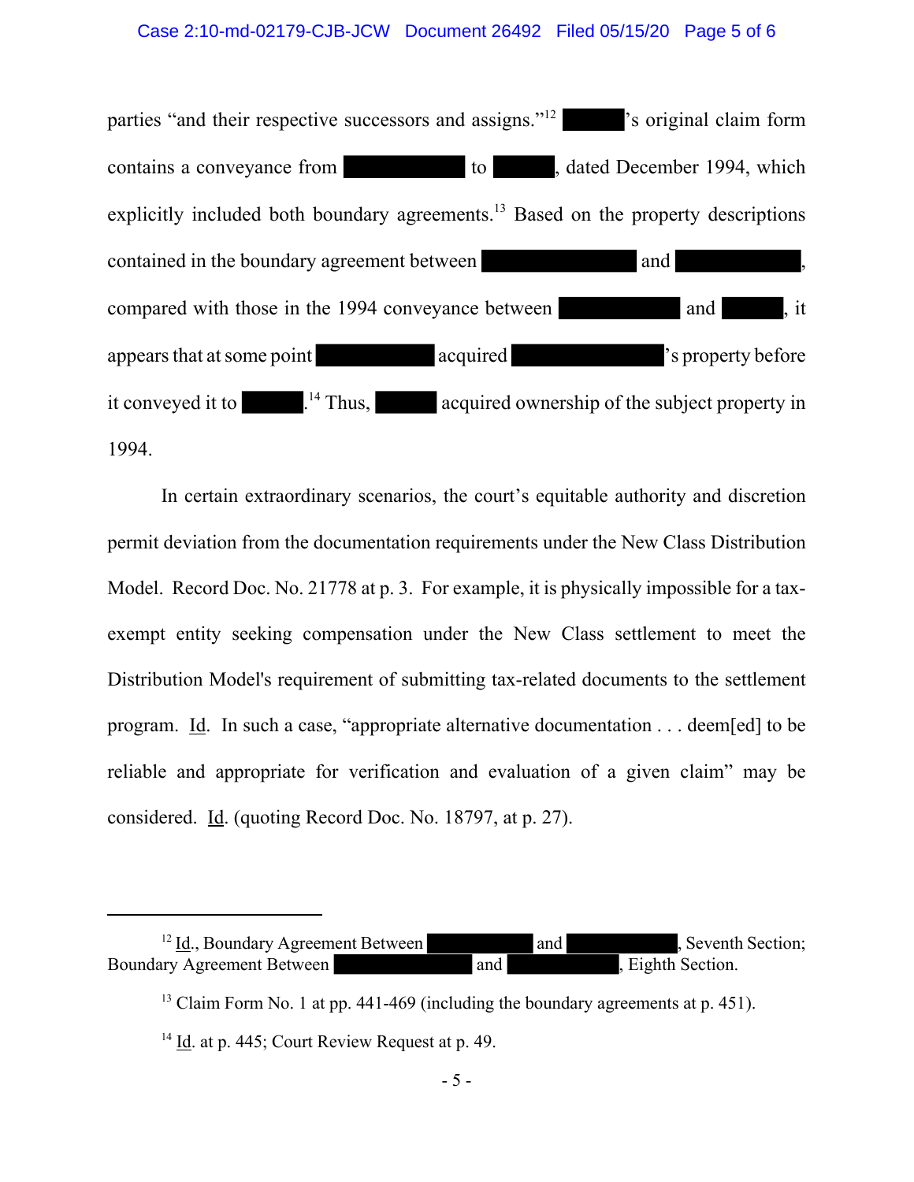parties "and their respective successors and assigns."[12] ████'s original claim form contains a conveyance from ████████ to ████, dated December 1994, which explicitly included both boundary agreements.[13] Based on the property descriptions contained in the boundary agreement between ██████████ and ████████, compared with those in the 1994 conveyance between ████████ and ████, it appears that at some point ████████ acquired ██████████'s property before it conveyed it to ████.[14] Thus, ████ acquired ownership of the subject property in 1994.

In certain extraordinary scenarios, the court's equitable authority and discretion permit deviation from the documentation requirements under the New Class Distribution Model. Record Doc. No. 21778 at p. 3. For example, it is physically impossible for a tax-exempt entity seeking compensation under the New Class settlement to meet the Distribution Model's requirement of submitting tax-related documents to the settlement program. Id. In such a case, "appropriate alternative documentation . . . deem[ed] to be reliable and appropriate for verification and evaluation of a given claim" may be considered. Id. (quoting Record Doc. No. 18797, at p. 27).

---

[12] Id., Boundary Agreement Between ████████ and ████████, Seventh Section; Boundary Agreement Between ██████████ and ████████, Eighth Section.

[13] Claim Form No. 1 at pp. 441-469 (including the boundary agreements at p. 451).

[14] Id. at p. 445; Court Review Request at p. 49.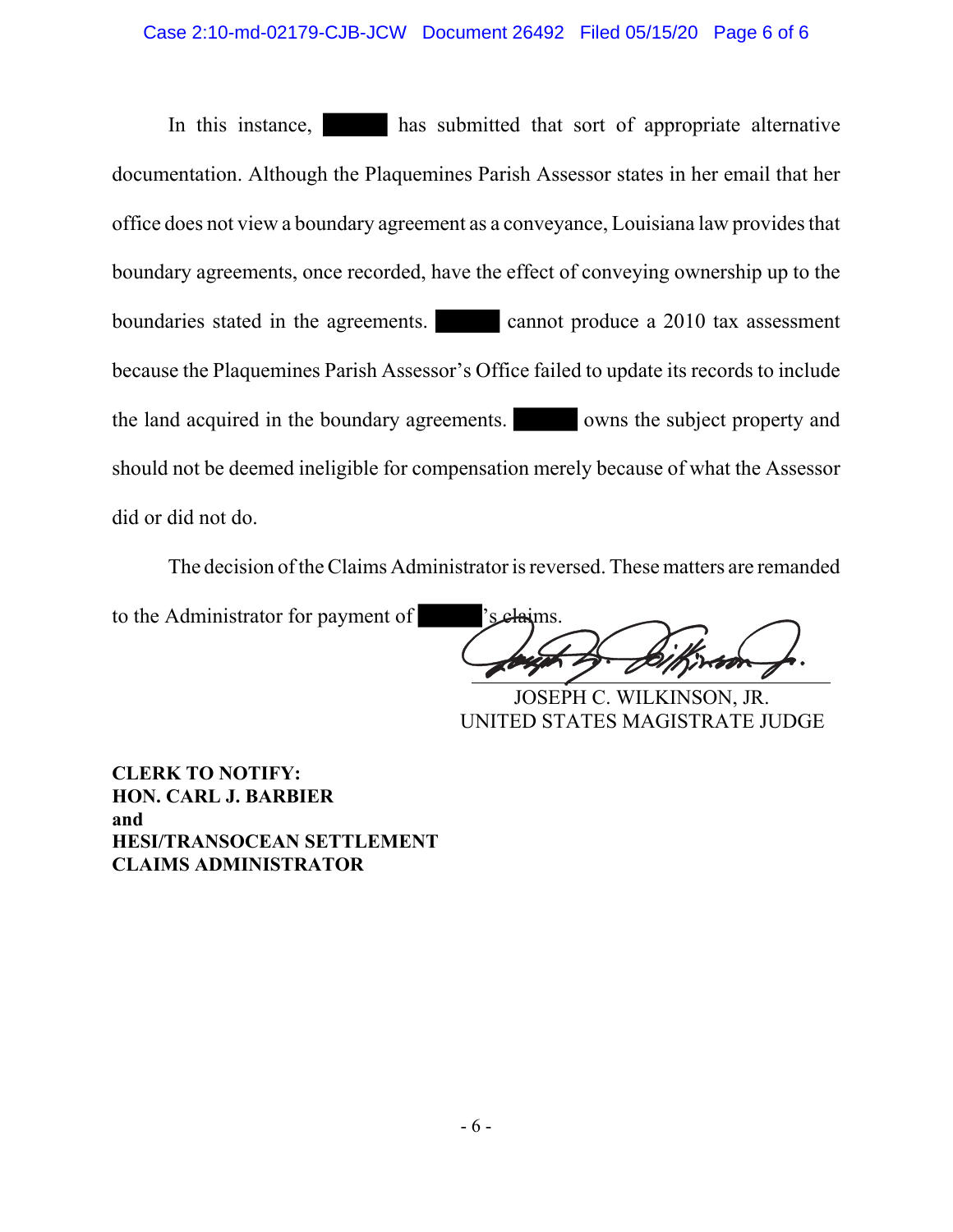In this instance, ██████ has submitted that sort of appropriate alternative documentation. Although the Plaquemines Parish Assessor states in her email that her office does not view a boundary agreement as a conveyance, Louisiana law provides that boundary agreements, once recorded, have the effect of conveying ownership up to the boundaries stated in the agreements. ██████ cannot produce a 2010 tax assessment because the Plaquemines Parish Assessor's Office failed to update its records to include the land acquired in the boundary agreements. ██████ owns the subject property and should not be deemed ineligible for compensation merely because of what the Assessor did or did not do.

The decision of the Claims Administrator is reversed. These matters are remanded to the Administrator for payment of ██████'s claims.

JOSEPH C. WILKINSON, JR.
UNITED STATES MAGISTRATE JUDGE

**CLERK TO NOTIFY:**
**HON. CARL J. BARBIER**
**and**
**HESI/TRANSOCEAN SETTLEMENT**
**CLAIMS ADMINISTRATOR**